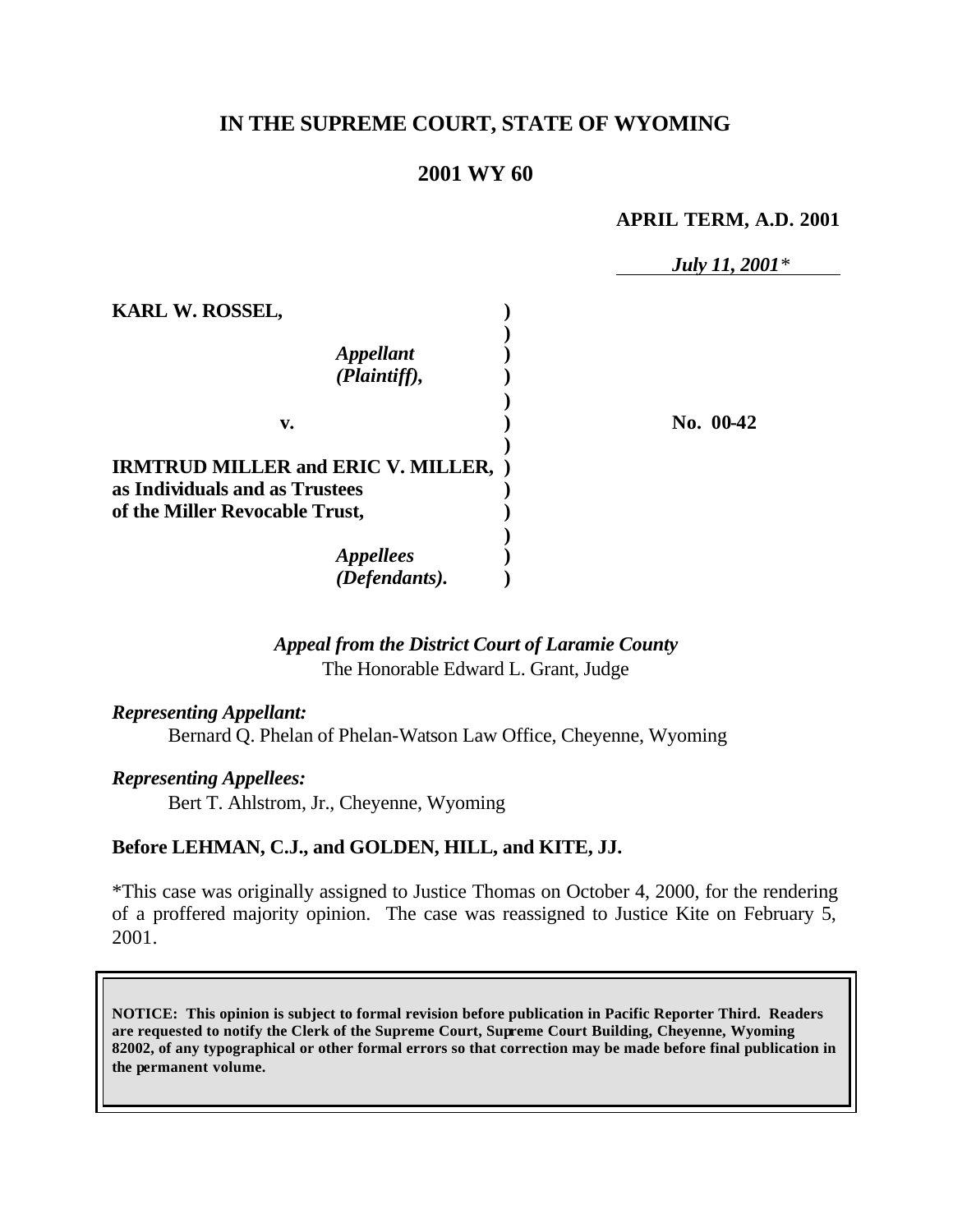# IN THE SUPREME COURT, STATE OF WYOMING

## 2001 WY 60

**APRIL TERM, A.D. 2001**

*July 11, 2001**

| | | |
|---|---|---|
| **KARL W. ROSSEL,** <br> *Appellant* <br> *(Plaintiff),* | | |
| **v.** | | **No. 00-42** |
| **IRMTRUD MILLER and ERIC V. MILLER, as Individuals and as Trustees of the Miller Revocable Trust,** <br> *Appellees* <br> *(Defendants).* | | |

*Appeal from the District Court of Laramie County*
The Honorable Edward L. Grant, Judge

***Representing Appellant:***
Bernard Q. Phelan of Phelan-Watson Law Office, Cheyenne, Wyoming

***Representing Appellees:***
Bert T. Ahlstrom, Jr., Cheyenne, Wyoming

**Before LEHMAN, C.J., and GOLDEN, HILL, and KITE, JJ.**

*This case was originally assigned to Justice Thomas on October 4, 2000, for the rendering of a proffered majority opinion. The case was reassigned to Justice Kite on February 5, 2001.

**NOTICE: This opinion is subject to formal revision before publication in Pacific Reporter Third. Readers are requested to notify the Clerk of the Supreme Court, Supreme Court Building, Cheyenne, Wyoming 82002, of any typographical or other formal errors so that correction may be made before final publication in the permanent volume.**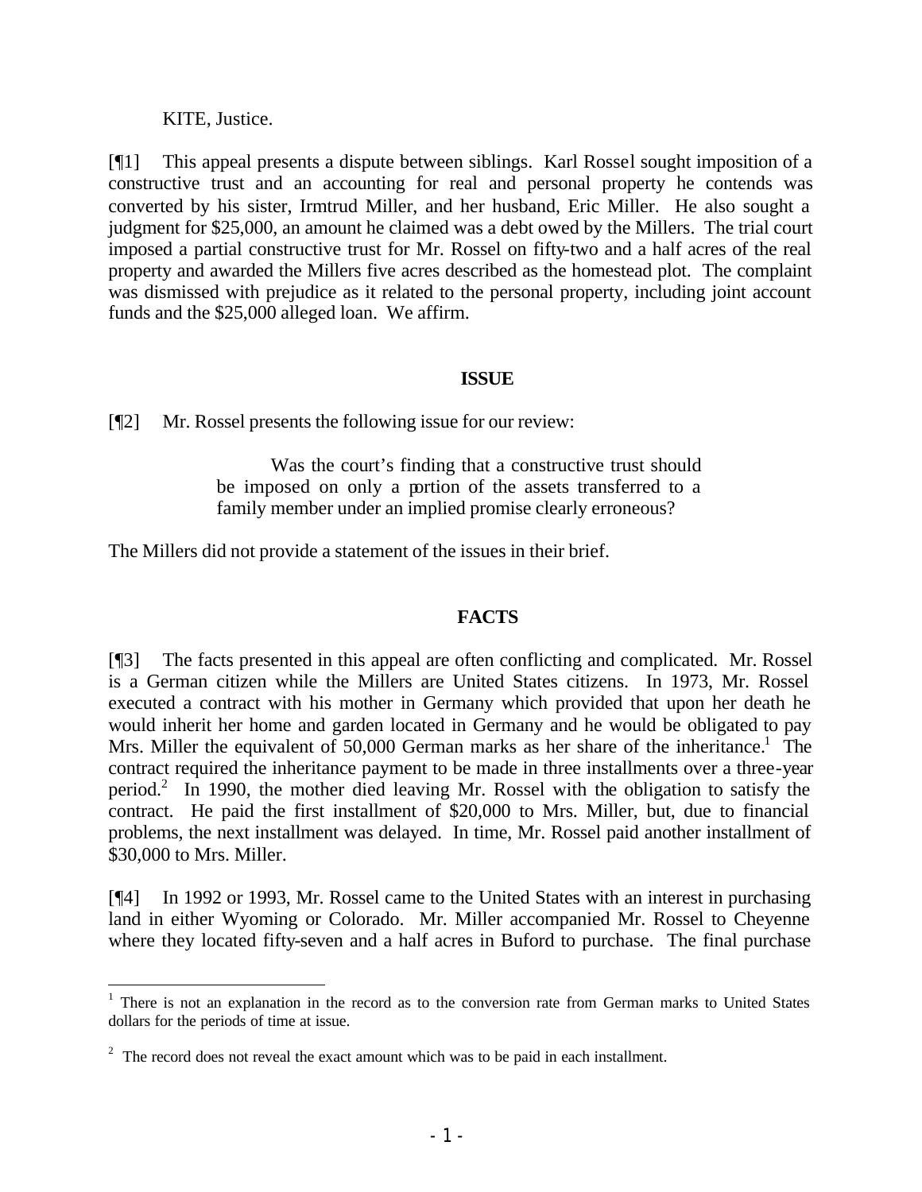KITE, Justice.

[¶1] This appeal presents a dispute between siblings. Karl Rossel sought imposition of a constructive trust and an accounting for real and personal property he contends was converted by his sister, Irmtrud Miller, and her husband, Eric Miller. He also sought a judgment for $25,000, an amount he claimed was a debt owed by the Millers. The trial court imposed a partial constructive trust for Mr. Rossel on fifty-two and a half acres of the real property and awarded the Millers five acres described as the homestead plot. The complaint was dismissed with prejudice as it related to the personal property, including joint account funds and the $25,000 alleged loan. We affirm.

## ISSUE

[¶2] Mr. Rossel presents the following issue for our review:

> Was the court's finding that a constructive trust should be imposed on only a portion of the assets transferred to a family member under an implied promise clearly erroneous?

The Millers did not provide a statement of the issues in their brief.

## FACTS

[¶3] The facts presented in this appeal are often conflicting and complicated. Mr. Rossel is a German citizen while the Millers are United States citizens. In 1973, Mr. Rossel executed a contract with his mother in Germany which provided that upon her death he would inherit her home and garden located in Germany and he would be obligated to pay Mrs. Miller the equivalent of 50,000 German marks as her share of the inheritance.[1] The contract required the inheritance payment to be made in three installments over a three-year period.[2] In 1990, the mother died leaving Mr. Rossel with the obligation to satisfy the contract. He paid the first installment of $20,000 to Mrs. Miller, but, due to financial problems, the next installment was delayed. In time, Mr. Rossel paid another installment of $30,000 to Mrs. Miller.

[¶4] In 1992 or 1993, Mr. Rossel came to the United States with an interest in purchasing land in either Wyoming or Colorado. Mr. Miller accompanied Mr. Rossel to Cheyenne where they located fifty-seven and a half acres in Buford to purchase. The final purchase

---

[1] There is not an explanation in the record as to the conversion rate from German marks to United States dollars for the periods of time at issue.

[2] The record does not reveal the exact amount which was to be paid in each installment.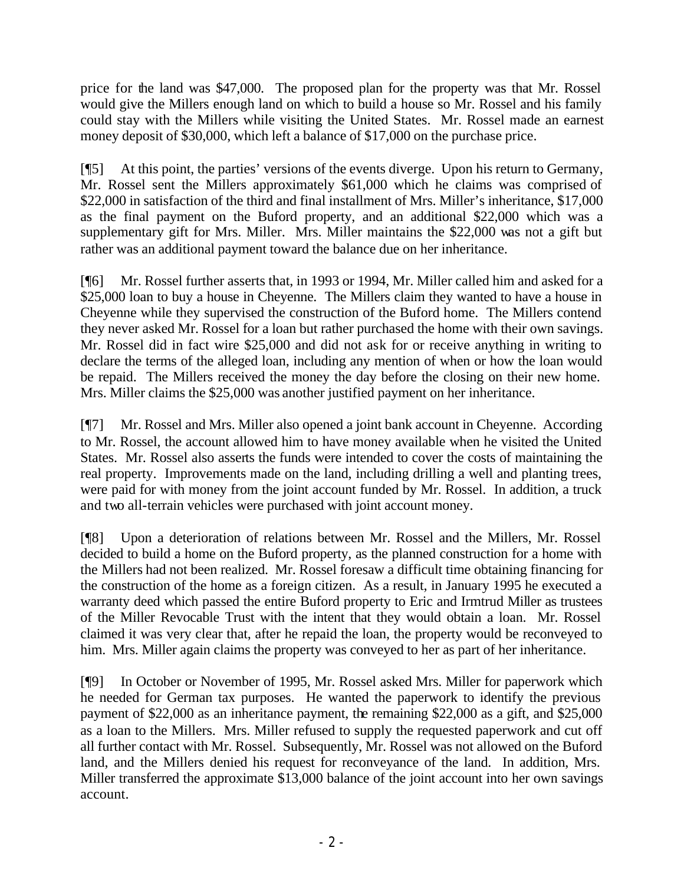price for the land was $47,000. The proposed plan for the property was that Mr. Rossel would give the Millers enough land on which to build a house so Mr. Rossel and his family could stay with the Millers while visiting the United States. Mr. Rossel made an earnest money deposit of $30,000, which left a balance of $17,000 on the purchase price.

[¶5] At this point, the parties' versions of the events diverge. Upon his return to Germany, Mr. Rossel sent the Millers approximately $61,000 which he claims was comprised of $22,000 in satisfaction of the third and final installment of Mrs. Miller's inheritance, $17,000 as the final payment on the Buford property, and an additional $22,000 which was a supplementary gift for Mrs. Miller. Mrs. Miller maintains the $22,000 was not a gift but rather was an additional payment toward the balance due on her inheritance.

[¶6] Mr. Rossel further asserts that, in 1993 or 1994, Mr. Miller called him and asked for a $25,000 loan to buy a house in Cheyenne. The Millers claim they wanted to have a house in Cheyenne while they supervised the construction of the Buford home. The Millers contend they never asked Mr. Rossel for a loan but rather purchased the home with their own savings. Mr. Rossel did in fact wire $25,000 and did not ask for or receive anything in writing to declare the terms of the alleged loan, including any mention of when or how the loan would be repaid. The Millers received the money the day before the closing on their new home. Mrs. Miller claims the $25,000 was another justified payment on her inheritance.

[¶7] Mr. Rossel and Mrs. Miller also opened a joint bank account in Cheyenne. According to Mr. Rossel, the account allowed him to have money available when he visited the United States. Mr. Rossel also asserts the funds were intended to cover the costs of maintaining the real property. Improvements made on the land, including drilling a well and planting trees, were paid for with money from the joint account funded by Mr. Rossel. In addition, a truck and two all-terrain vehicles were purchased with joint account money.

[¶8] Upon a deterioration of relations between Mr. Rossel and the Millers, Mr. Rossel decided to build a home on the Buford property, as the planned construction for a home with the Millers had not been realized. Mr. Rossel foresaw a difficult time obtaining financing for the construction of the home as a foreign citizen. As a result, in January 1995 he executed a warranty deed which passed the entire Buford property to Eric and Irmtrud Miller as trustees of the Miller Revocable Trust with the intent that they would obtain a loan. Mr. Rossel claimed it was very clear that, after he repaid the loan, the property would be reconveyed to him. Mrs. Miller again claims the property was conveyed to her as part of her inheritance.

[¶9] In October or November of 1995, Mr. Rossel asked Mrs. Miller for paperwork which he needed for German tax purposes. He wanted the paperwork to identify the previous payment of $22,000 as an inheritance payment, the remaining $22,000 as a gift, and $25,000 as a loan to the Millers. Mrs. Miller refused to supply the requested paperwork and cut off all further contact with Mr. Rossel. Subsequently, Mr. Rossel was not allowed on the Buford land, and the Millers denied his request for reconveyance of the land. In addition, Mrs. Miller transferred the approximate $13,000 balance of the joint account into her own savings account.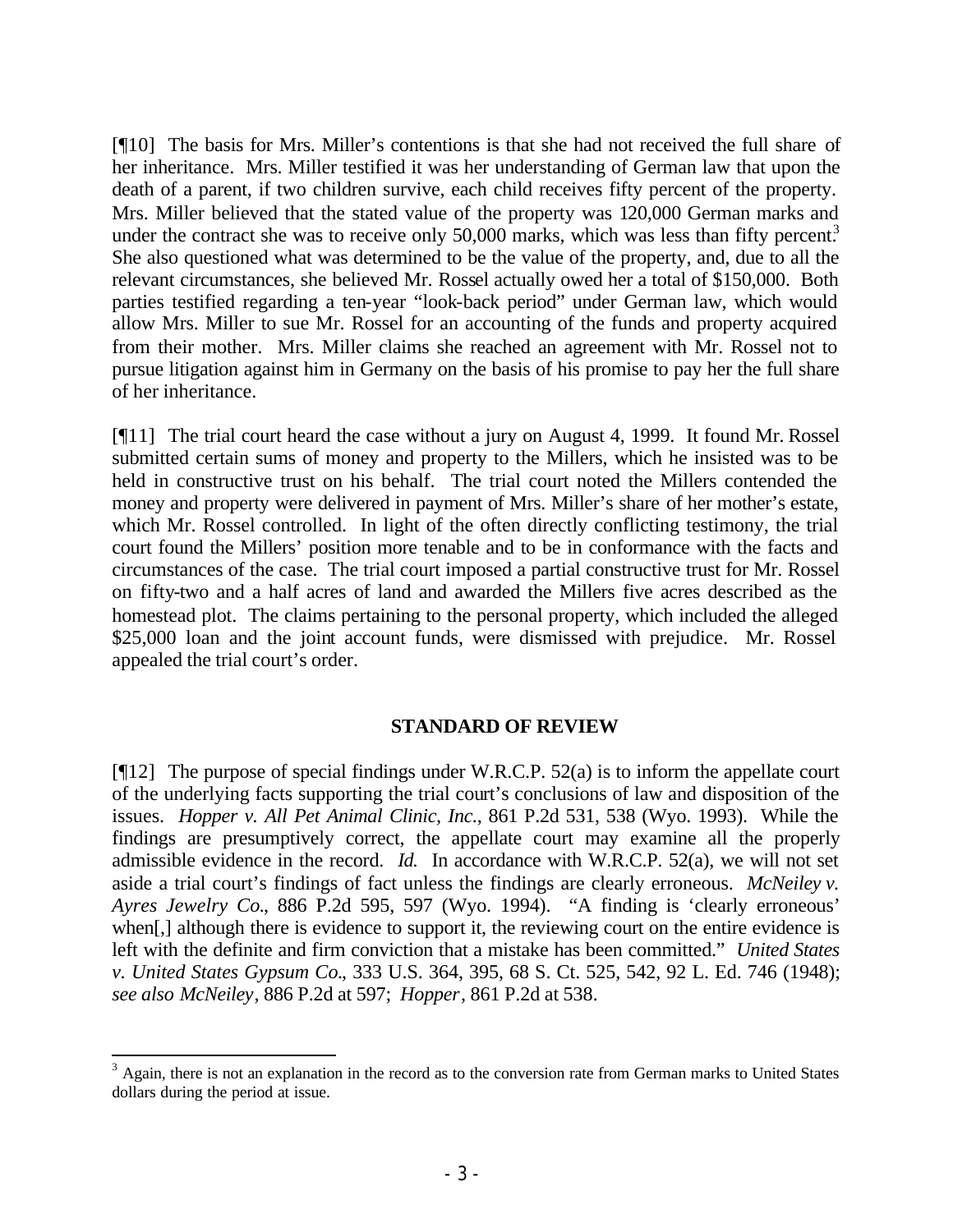[¶10] The basis for Mrs. Miller's contentions is that she had not received the full share of her inheritance. Mrs. Miller testified it was her understanding of German law that upon the death of a parent, if two children survive, each child receives fifty percent of the property. Mrs. Miller believed that the stated value of the property was 120,000 German marks and under the contract she was to receive only 50,000 marks, which was less than fifty percent.[3] She also questioned what was determined to be the value of the property, and, due to all the relevant circumstances, she believed Mr. Rossel actually owed her a total of $150,000. Both parties testified regarding a ten-year "look-back period" under German law, which would allow Mrs. Miller to sue Mr. Rossel for an accounting of the funds and property acquired from their mother. Mrs. Miller claims she reached an agreement with Mr. Rossel not to pursue litigation against him in Germany on the basis of his promise to pay her the full share of her inheritance.

[¶11] The trial court heard the case without a jury on August 4, 1999. It found Mr. Rossel submitted certain sums of money and property to the Millers, which he insisted was to be held in constructive trust on his behalf. The trial court noted the Millers contended the money and property were delivered in payment of Mrs. Miller's share of her mother's estate, which Mr. Rossel controlled. In light of the often directly conflicting testimony, the trial court found the Millers' position more tenable and to be in conformance with the facts and circumstances of the case. The trial court imposed a partial constructive trust for Mr. Rossel on fifty-two and a half acres of land and awarded the Millers five acres described as the homestead plot. The claims pertaining to the personal property, which included the alleged $25,000 loan and the joint account funds, were dismissed with prejudice. Mr. Rossel appealed the trial court's order.

## STANDARD OF REVIEW

[¶12] The purpose of special findings under W.R.C.P. 52(a) is to inform the appellate court of the underlying facts supporting the trial court's conclusions of law and disposition of the issues. *Hopper v. All Pet Animal Clinic, Inc.*, 861 P.2d 531, 538 (Wyo. 1993). While the findings are presumptively correct, the appellate court may examine all the properly admissible evidence in the record. *Id.* In accordance with W.R.C.P. 52(a), we will not set aside a trial court's findings of fact unless the findings are clearly erroneous. *McNeiley v. Ayres Jewelry Co.*, 886 P.2d 595, 597 (Wyo. 1994). "A finding is 'clearly erroneous' when[,] although there is evidence to support it, the reviewing court on the entire evidence is left with the definite and firm conviction that a mistake has been committed." *United States v. United States Gypsum Co.*, 333 U.S. 364, 395, 68 S. Ct. 525, 542, 92 L. Ed. 746 (1948); *see also McNeiley*, 886 P.2d at 597; *Hopper*, 861 P.2d at 538.

---

[3] Again, there is not an explanation in the record as to the conversion rate from German marks to United States dollars during the period at issue.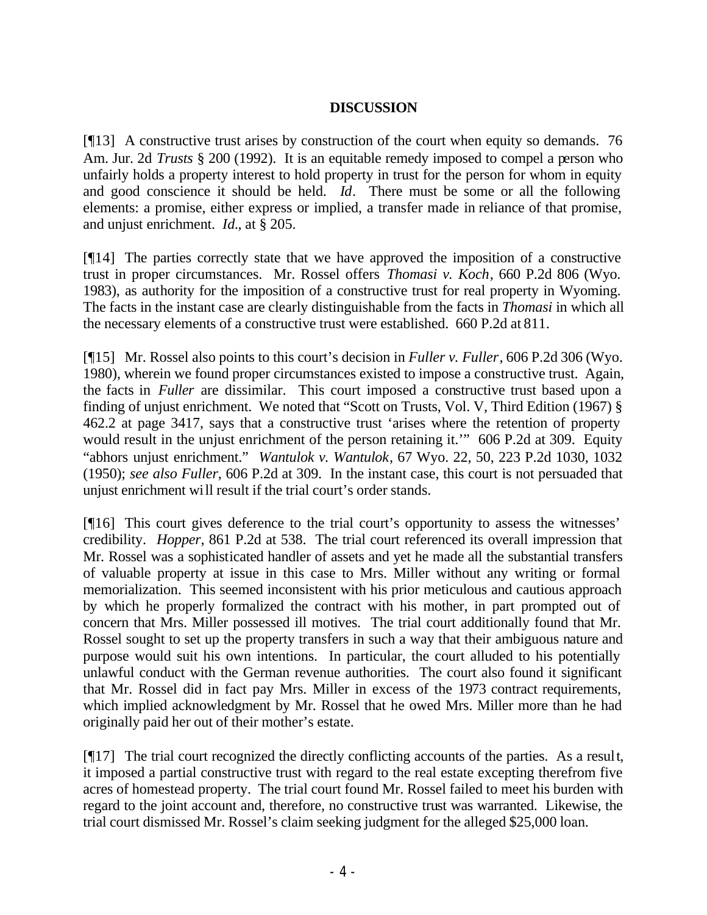## DISCUSSION

[¶13] A constructive trust arises by construction of the court when equity so demands. 76 Am. Jur. 2d *Trusts* § 200 (1992). It is an equitable remedy imposed to compel a person who unfairly holds a property interest to hold property in trust for the person for whom in equity and good conscience it should be held. *Id*. There must be some or all the following elements: a promise, either express or implied, a transfer made in reliance of that promise, and unjust enrichment. *Id*., at § 205.

[¶14] The parties correctly state that we have approved the imposition of a constructive trust in proper circumstances. Mr. Rossel offers *Thomasi v. Koch*, 660 P.2d 806 (Wyo. 1983), as authority for the imposition of a constructive trust for real property in Wyoming. The facts in the instant case are clearly distinguishable from the facts in *Thomasi* in which all the necessary elements of a constructive trust were established. 660 P.2d at 811.

[¶15] Mr. Rossel also points to this court's decision in *Fuller v. Fuller*, 606 P.2d 306 (Wyo. 1980), wherein we found proper circumstances existed to impose a constructive trust. Again, the facts in *Fuller* are dissimilar. This court imposed a constructive trust based upon a finding of unjust enrichment. We noted that "Scott on Trusts, Vol. V, Third Edition (1967) § 462.2 at page 3417, says that a constructive trust 'arises where the retention of property would result in the unjust enrichment of the person retaining it.'" 606 P.2d at 309. Equity "abhors unjust enrichment." *Wantulok v. Wantulok*, 67 Wyo. 22, 50, 223 P.2d 1030, 1032 (1950); *see also Fuller*, 606 P.2d at 309. In the instant case, this court is not persuaded that unjust enrichment will result if the trial court's order stands.

[¶16] This court gives deference to the trial court's opportunity to assess the witnesses' credibility. *Hopper*, 861 P.2d at 538. The trial court referenced its overall impression that Mr. Rossel was a sophisticated handler of assets and yet he made all the substantial transfers of valuable property at issue in this case to Mrs. Miller without any writing or formal memorialization. This seemed inconsistent with his prior meticulous and cautious approach by which he properly formalized the contract with his mother, in part prompted out of concern that Mrs. Miller possessed ill motives. The trial court additionally found that Mr. Rossel sought to set up the property transfers in such a way that their ambiguous nature and purpose would suit his own intentions. In particular, the court alluded to his potentially unlawful conduct with the German revenue authorities. The court also found it significant that Mr. Rossel did in fact pay Mrs. Miller in excess of the 1973 contract requirements, which implied acknowledgment by Mr. Rossel that he owed Mrs. Miller more than he had originally paid her out of their mother's estate.

[¶17] The trial court recognized the directly conflicting accounts of the parties. As a result, it imposed a partial constructive trust with regard to the real estate excepting therefrom five acres of homestead property. The trial court found Mr. Rossel failed to meet his burden with regard to the joint account and, therefore, no constructive trust was warranted. Likewise, the trial court dismissed Mr. Rossel's claim seeking judgment for the alleged $25,000 loan.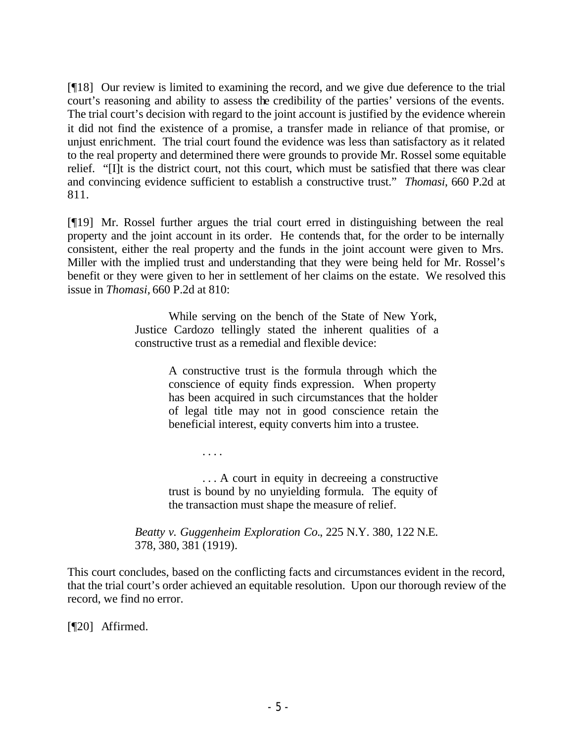[¶18] Our review is limited to examining the record, and we give due deference to the trial court's reasoning and ability to assess the credibility of the parties' versions of the events. The trial court's decision with regard to the joint account is justified by the evidence wherein it did not find the existence of a promise, a transfer made in reliance of that promise, or unjust enrichment. The trial court found the evidence was less than satisfactory as it related to the real property and determined there were grounds to provide Mr. Rossel some equitable relief. "[I]t is the district court, not this court, which must be satisfied that there was clear and convincing evidence sufficient to establish a constructive trust." *Thomasi*, 660 P.2d at 811.

[¶19] Mr. Rossel further argues the trial court erred in distinguishing between the real property and the joint account in its order. He contends that, for the order to be internally consistent, either the real property and the funds in the joint account were given to Mrs. Miller with the implied trust and understanding that they were being held for Mr. Rossel's benefit or they were given to her in settlement of her claims on the estate. We resolved this issue in *Thomasi*, 660 P.2d at 810:

> While serving on the bench of the State of New York, Justice Cardozo tellingly stated the inherent qualities of a constructive trust as a remedial and flexible device:
>
> > A constructive trust is the formula through which the conscience of equity finds expression. When property has been acquired in such circumstances that the holder of legal title may not in good conscience retain the beneficial interest, equity converts him into a trustee.
> >
> > . . . .
> >
> > . . . A court in equity in decreeing a constructive trust is bound by no unyielding formula. The equity of the transaction must shape the measure of relief.
>
> *Beatty v. Guggenheim Exploration Co.*, 225 N.Y. 380, 122 N.E. 378, 380, 381 (1919).

This court concludes, based on the conflicting facts and circumstances evident in the record, that the trial court's order achieved an equitable resolution. Upon our thorough review of the record, we find no error.

[¶20] Affirmed.